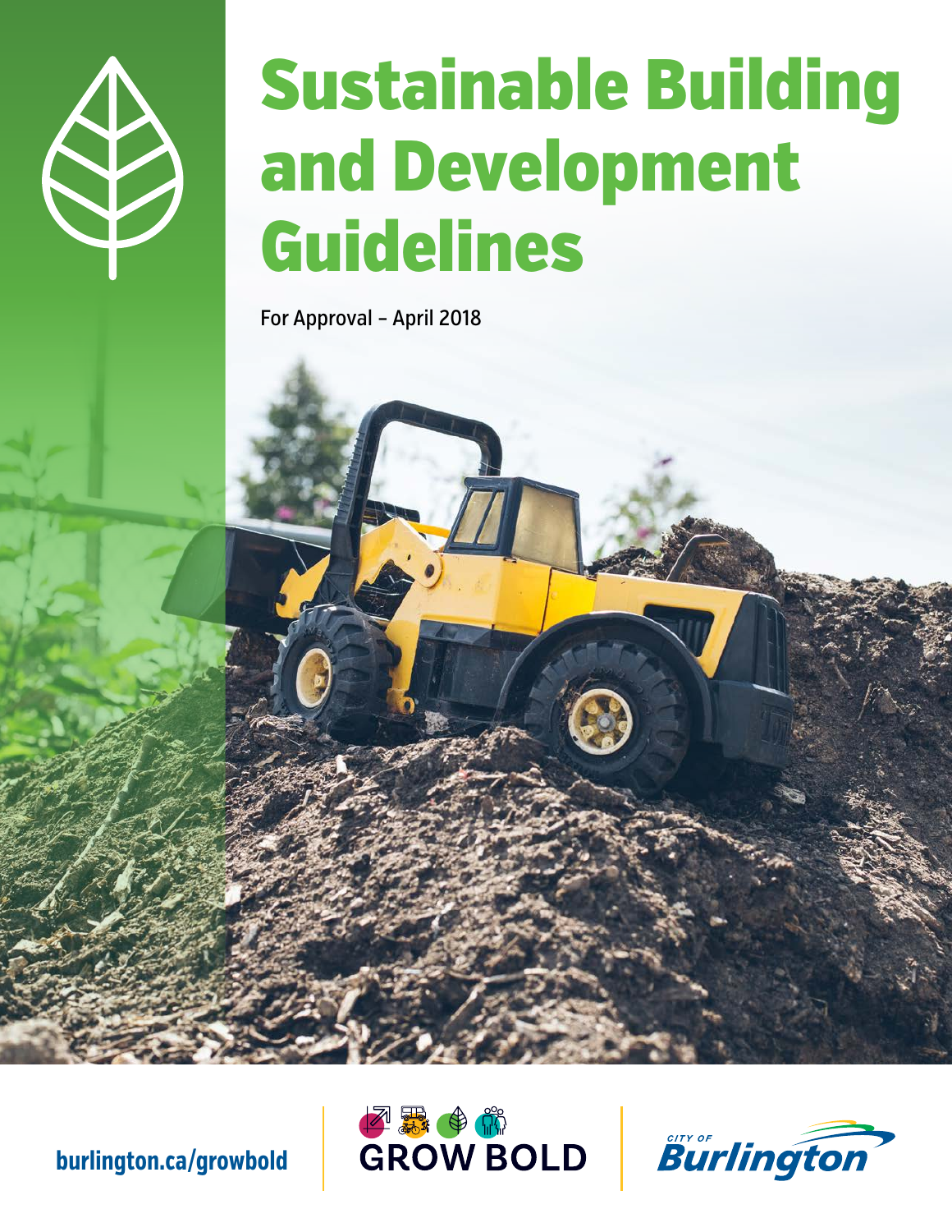# Sustainable Building and Development Guidelines

For Approval – April 2018

burlington.ca/growbold

GROW BOLD

CITY OF Burlington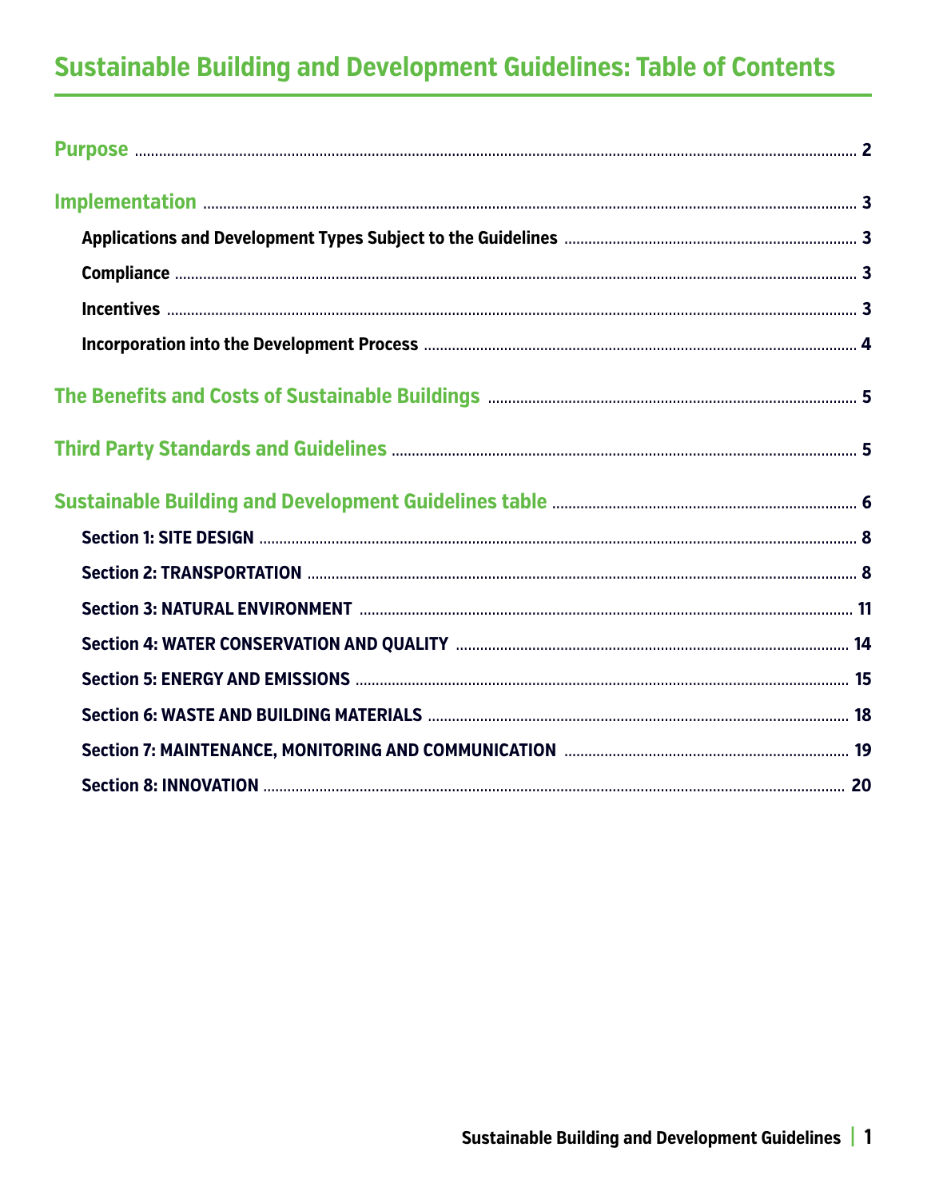# Sustainable Building and Development Guidelines: Table of Contents

**Purpose** ........ 2

**Implementation** ........ 3

- **Applications and Development Types Subject to the Guidelines** ........ 3
- **Compliance** ........ 3
- **Incentives** ........ 3
- **Incorporation into the Development Process** ........ 4

**The Benefits and Costs of Sustainable Buildings** ........ 5

**Third Party Standards and Guidelines** ........ 5

**Sustainable Building and Development Guidelines table** ........ 6

- **Section 1: SITE DESIGN** ........ 8
- **Section 2: TRANSPORTATION** ........ 8
- **Section 3: NATURAL ENVIRONMENT** ........ 11
- **Section 4: WATER CONSERVATION AND QUALITY** ........ 14
- **Section 5: ENERGY AND EMISSIONS** ........ 15
- **Section 6: WASTE AND BUILDING MATERIALS** ........ 18
- **Section 7: MAINTENANCE, MONITORING AND COMMUNICATION** ........ 19
- **Section 8: INNOVATION** ........ 20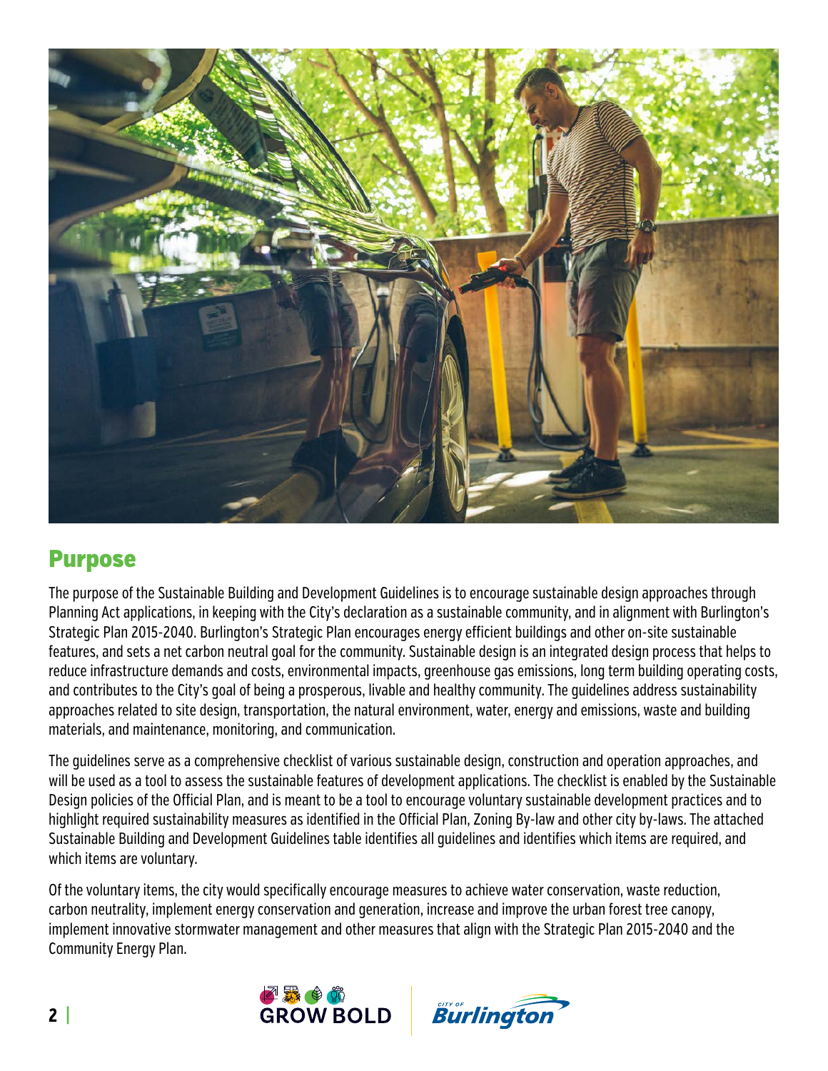## Purpose

The purpose of the Sustainable Building and Development Guidelines is to encourage sustainable design approaches through Planning Act applications, in keeping with the City's declaration as a sustainable community, and in alignment with Burlington's Strategic Plan 2015-2040. Burlington's Strategic Plan encourages energy efficient buildings and other on-site sustainable features, and sets a net carbon neutral goal for the community. Sustainable design is an integrated design process that helps to reduce infrastructure demands and costs, environmental impacts, greenhouse gas emissions, long term building operating costs, and contributes to the City's goal of being a prosperous, livable and healthy community. The guidelines address sustainability approaches related to site design, transportation, the natural environment, water, energy and emissions, waste and building materials, and maintenance, monitoring, and communication.

The guidelines serve as a comprehensive checklist of various sustainable design, construction and operation approaches, and will be used as a tool to assess the sustainable features of development applications. The checklist is enabled by the Sustainable Design policies of the Official Plan, and is meant to be a tool to encourage voluntary sustainable development practices and to highlight required sustainability measures as identified in the Official Plan, Zoning By-law and other city by-laws. The attached Sustainable Building and Development Guidelines table identifies all guidelines and identifies which items are required, and which items are voluntary.

Of the voluntary items, the city would specifically encourage measures to achieve water conservation, waste reduction, carbon neutrality, implement energy conservation and generation, increase and improve the urban forest tree canopy, implement innovative stormwater management and other measures that align with the Strategic Plan 2015-2040 and the Community Energy Plan.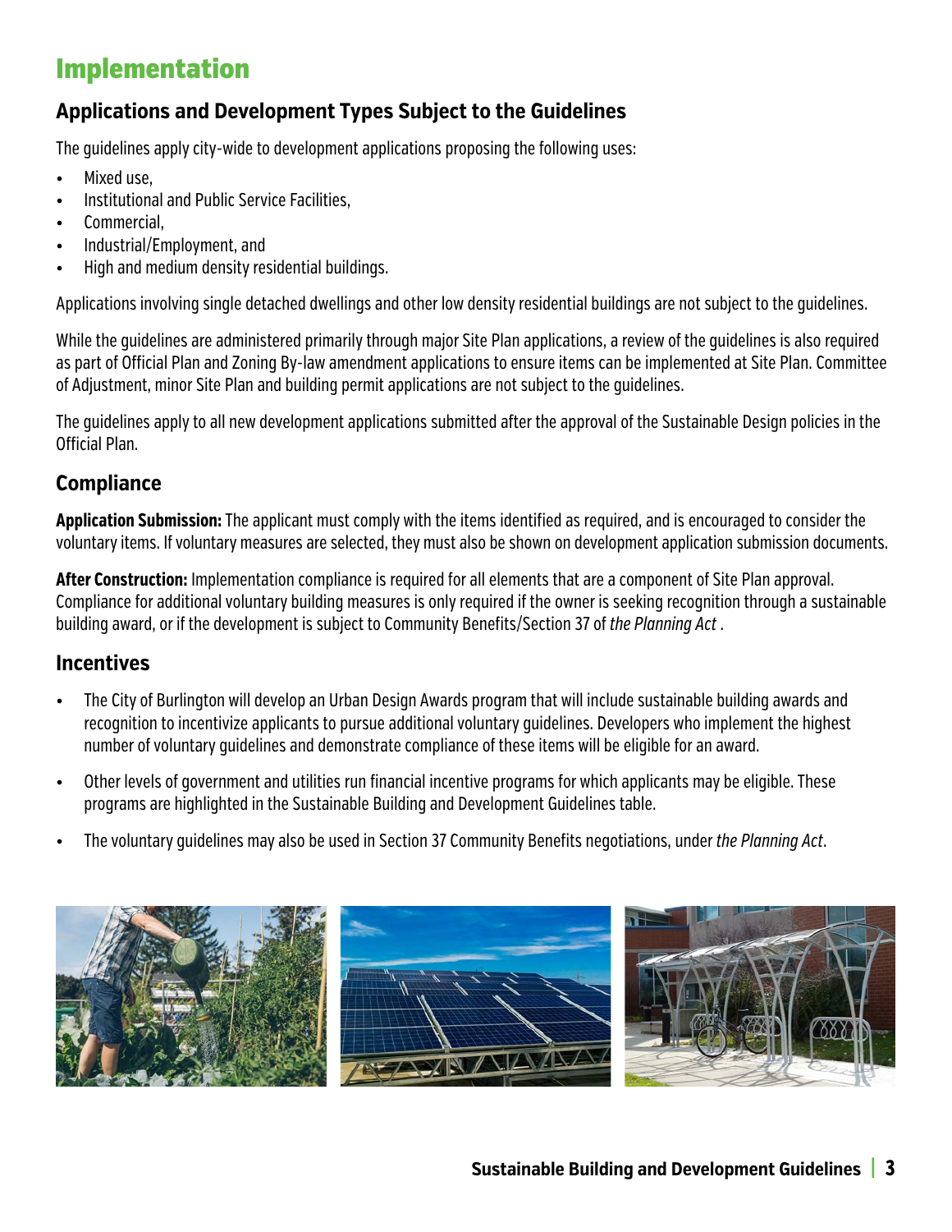# Implementation

## Applications and Development Types Subject to the Guidelines

The guidelines apply city-wide to development applications proposing the following uses:

- Mixed use,
- Institutional and Public Service Facilities,
- Commercial,
- Industrial/Employment, and
- High and medium density residential buildings.

Applications involving single detached dwellings and other low density residential buildings are not subject to the guidelines.

While the guidelines are administered primarily through major Site Plan applications, a review of the guidelines is also required as part of Official Plan and Zoning By-law amendment applications to ensure items can be implemented at Site Plan. Committee of Adjustment, minor Site Plan and building permit applications are not subject to the guidelines.

The guidelines apply to all new development applications submitted after the approval of the Sustainable Design policies in the Official Plan.

## Compliance

**Application Submission:** The applicant must comply with the items identified as required, and is encouraged to consider the voluntary items. If voluntary measures are selected, they must also be shown on development application submission documents.

**After Construction:** Implementation compliance is required for all elements that are a component of Site Plan approval. Compliance for additional voluntary building measures is only required if the owner is seeking recognition through a sustainable building award, or if the development is subject to Community Benefits/Section 37 of *the Planning Act* .

## Incentives

- The City of Burlington will develop an Urban Design Awards program that will include sustainable building awards and recognition to incentivize applicants to pursue additional voluntary guidelines. Developers who implement the highest number of voluntary guidelines and demonstrate compliance of these items will be eligible for an award.
- Other levels of government and utilities run financial incentive programs for which applicants may be eligible. These programs are highlighted in the Sustainable Building and Development Guidelines table.
- The voluntary guidelines may also be used in Section 37 Community Benefits negotiations, under *the Planning Act*.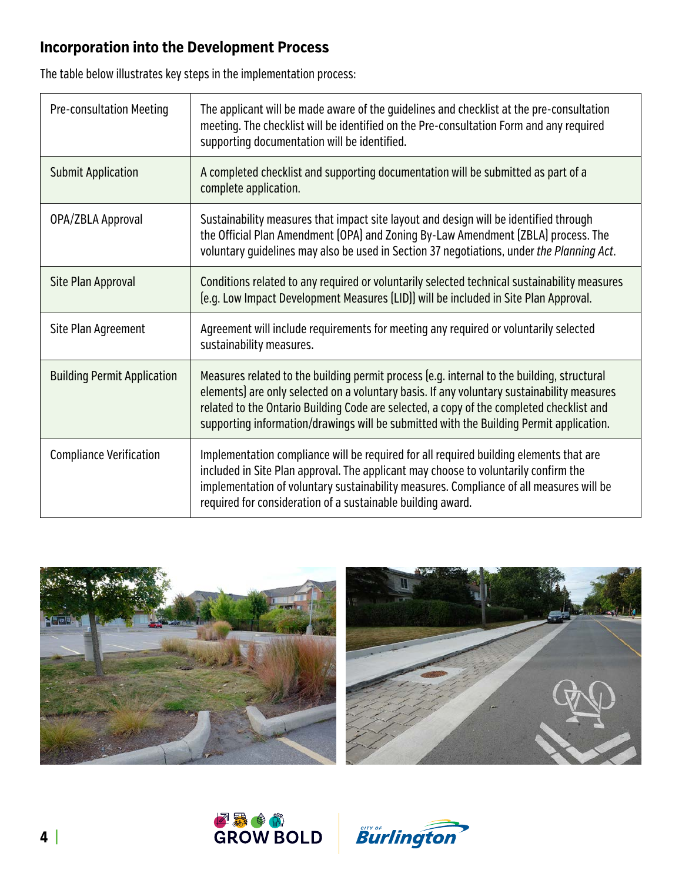## Incorporation into the Development Process

The table below illustrates key steps in the implementation process:

| | |
|---|---|
| Pre-consultation Meeting | The applicant will be made aware of the guidelines and checklist at the pre-consultation meeting. The checklist will be identified on the Pre-consultation Form and any required supporting documentation will be identified. |
| Submit Application | A completed checklist and supporting documentation will be submitted as part of a complete application. |
| OPA/ZBLA Approval | Sustainability measures that impact site layout and design will be identified through the Official Plan Amendment (OPA) and Zoning By-Law Amendment (ZBLA) process. The voluntary guidelines may also be used in Section 37 negotiations, under *the Planning Act*. |
| Site Plan Approval | Conditions related to any required or voluntarily selected technical sustainability measures (e.g. Low Impact Development Measures (LID)) will be included in Site Plan Approval. |
| Site Plan Agreement | Agreement will include requirements for meeting any required or voluntarily selected sustainability measures. |
| Building Permit Application | Measures related to the building permit process (e.g. internal to the building, structural elements) are only selected on a voluntary basis. If any voluntary sustainability measures related to the Ontario Building Code are selected, a copy of the completed checklist and supporting information/drawings will be submitted with the Building Permit application. |
| Compliance Verification | Implementation compliance will be required for all required building elements that are included in Site Plan approval. The applicant may choose to voluntarily confirm the implementation of voluntary sustainability measures. Compliance of all measures will be required for consideration of a sustainable building award. |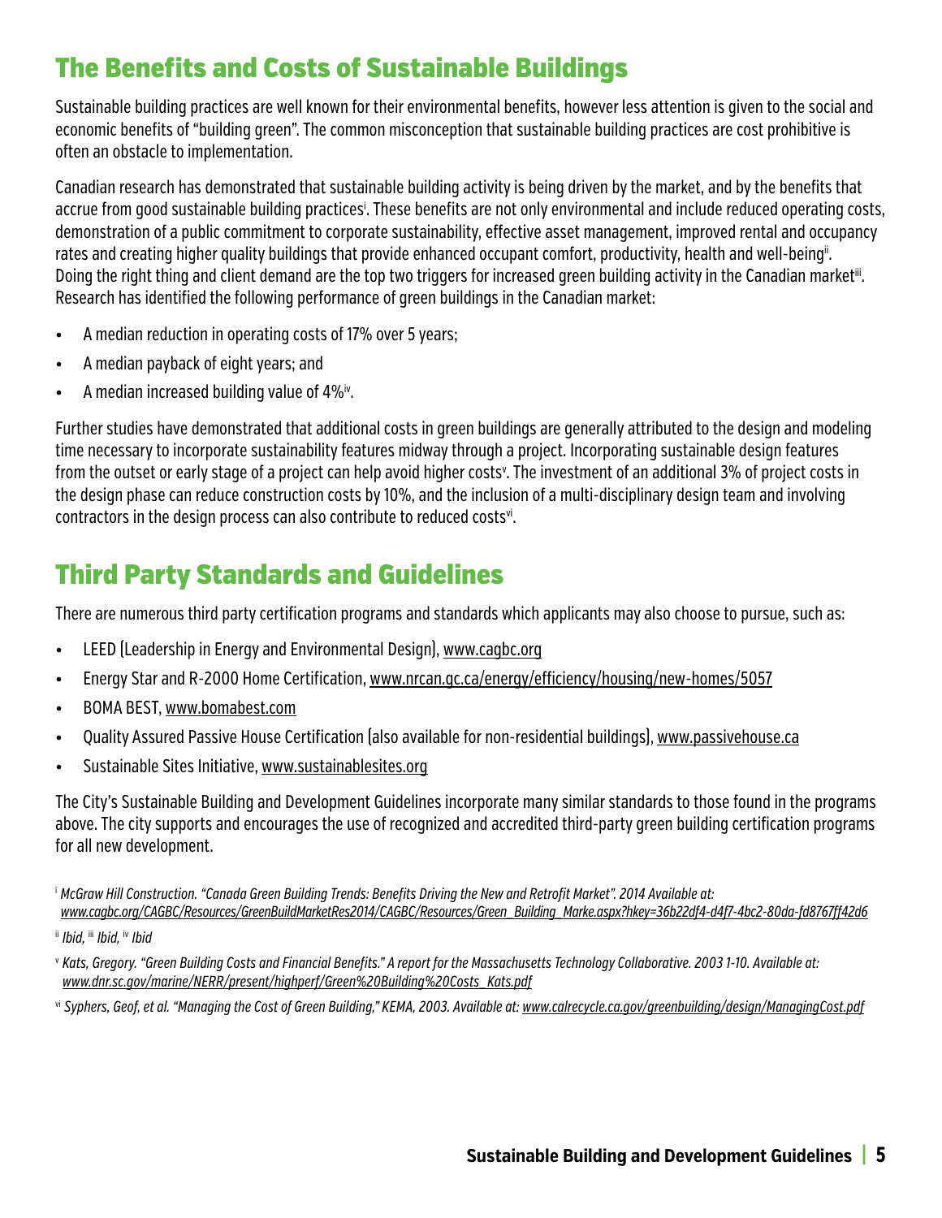## The Benefits and Costs of Sustainable Buildings

Sustainable building practices are well known for their environmental benefits, however less attention is given to the social and economic benefits of "building green". The common misconception that sustainable building practices are cost prohibitive is often an obstacle to implementation.

Canadian research has demonstrated that sustainable building activity is being driven by the market, and by the benefits that accrue from good sustainable building practices[i]. These benefits are not only environmental and include reduced operating costs, demonstration of a public commitment to corporate sustainability, effective asset management, improved rental and occupancy rates and creating higher quality buildings that provide enhanced occupant comfort, productivity, health and well-being[ii]. Doing the right thing and client demand are the top two triggers for increased green building activity in the Canadian market[iii]. Research has identified the following performance of green buildings in the Canadian market:

- A median reduction in operating costs of 17% over 5 years;
- A median payback of eight years; and
- A median increased building value of 4%[iv].

Further studies have demonstrated that additional costs in green buildings are generally attributed to the design and modeling time necessary to incorporate sustainability features midway through a project. Incorporating sustainable design features from the outset or early stage of a project can help avoid higher costs[v]. The investment of an additional 3% of project costs in the design phase can reduce construction costs by 10%, and the inclusion of a multi-disciplinary design team and involving contractors in the design process can also contribute to reduced costs[vi].

## Third Party Standards and Guidelines

There are numerous third party certification programs and standards which applicants may also choose to pursue, such as:

- LEED (Leadership in Energy and Environmental Design), www.cagbc.org
- Energy Star and R-2000 Home Certification, www.nrcan.gc.ca/energy/efficiency/housing/new-homes/5057
- BOMA BEST, www.bomabest.com
- Quality Assured Passive House Certification (also available for non-residential buildings), www.passivehouse.ca
- Sustainable Sites Initiative, www.sustainablesites.org

The City's Sustainable Building and Development Guidelines incorporate many similar standards to those found in the programs above. The city supports and encourages the use of recognized and accredited third-party green building certification programs for all new development.

[i] *McGraw Hill Construction. "Canada Green Building Trends: Benefits Driving the New and Retrofit Market". 2014 Available at: www.cagbc.org/CAGBC/Resources/GreenBuildMarketRes2014/CAGBC/Resources/Green_Building_Marke.aspx?hkey=36b22df4-d4f7-4bc2-80da-fd8767ff42d6*

[ii] *Ibid,* [iii] *Ibid,* [iv] *Ibid*

[v] *Kats, Gregory. "Green Building Costs and Financial Benefits." A report for the Massachusetts Technology Collaborative. 2003 1-10. Available at: www.dnr.sc.gov/marine/NERR/present/highperf/Green%20Building%20Costs_Kats.pdf*

[vi] *Syphers, Geof, et al. "Managing the Cost of Green Building," KEMA, 2003. Available at: www.calrecycle.ca.gov/greenbuilding/design/ManagingCost.pdf*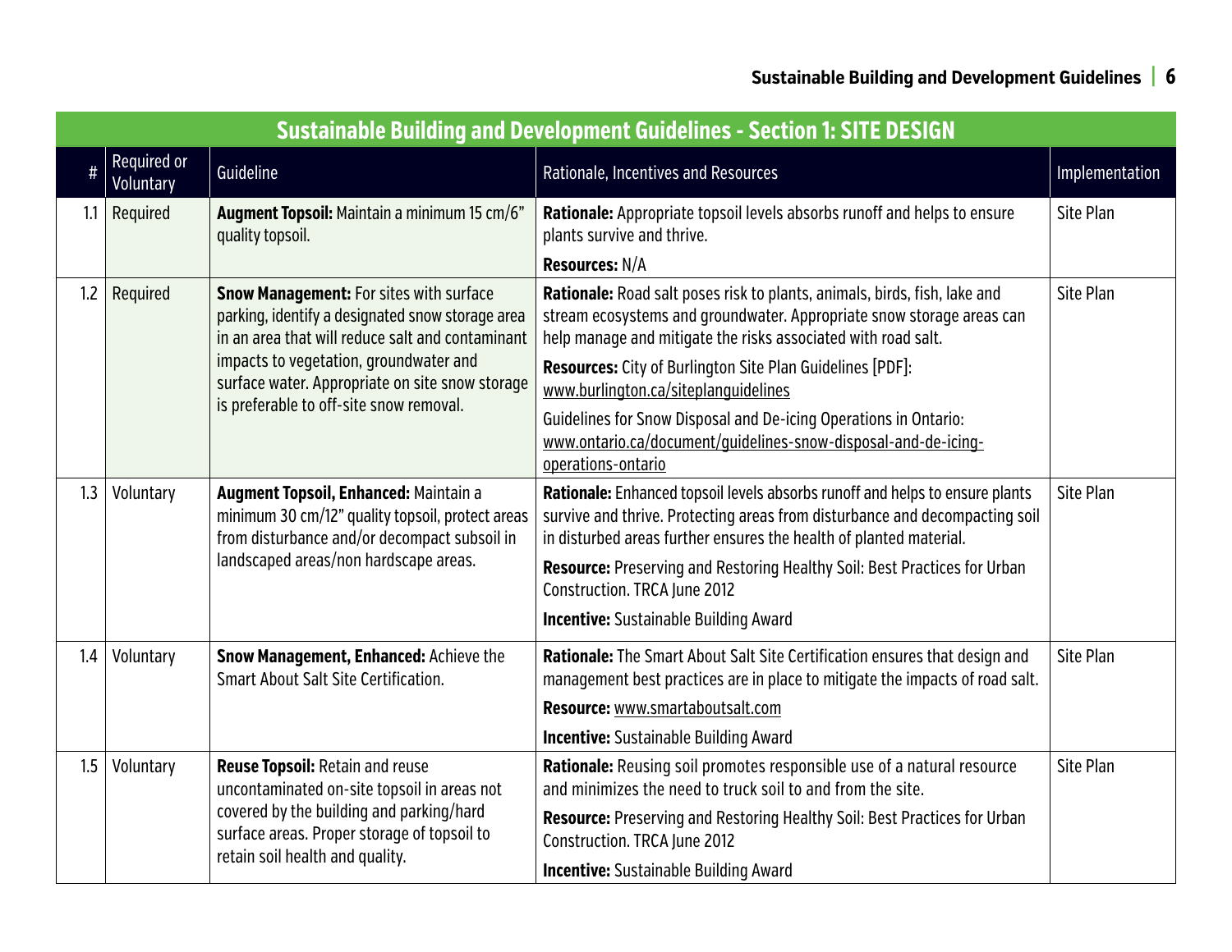| Sustainable Building and Development Guidelines - Section 1: SITE DESIGN | | | | |
|---|---|---|---|---|
| # | Required or Voluntary | Guideline | Rationale, Incentives and Resources | Implementation |
| 1.1 | Required | **Augment Topsoil:** Maintain a minimum 15 cm/6" quality topsoil. | **Rationale:** Appropriate topsoil levels absorbs runoff and helps to ensure plants survive and thrive.<br>**Resources:** N/A | Site Plan |
| 1.2 | Required | **Snow Management:** For sites with surface parking, identify a designated snow storage area in an area that will reduce salt and contaminant impacts to vegetation, groundwater and surface water. Appropriate on site snow storage is preferable to off-site snow removal. | **Rationale:** Road salt poses risk to plants, animals, birds, fish, lake and stream ecosystems and groundwater. Appropriate snow storage areas can help manage and mitigate the risks associated with road salt.<br>**Resources:** City of Burlington Site Plan Guidelines [PDF]: www.burlington.ca/siteplanguidelines<br>Guidelines for Snow Disposal and De-icing Operations in Ontario: www.ontario.ca/document/guidelines-snow-disposal-and-de-icing-operations-ontario | Site Plan |
| 1.3 | Voluntary | **Augment Topsoil, Enhanced:** Maintain a minimum 30 cm/12" quality topsoil, protect areas from disturbance and/or decompact subsoil in landscaped areas/non hardscape areas. | **Rationale:** Enhanced topsoil levels absorbs runoff and helps to ensure plants survive and thrive. Protecting areas from disturbance and decompacting soil in disturbed areas further ensures the health of planted material.<br>**Resource:** Preserving and Restoring Healthy Soil: Best Practices for Urban Construction. TRCA June 2012<br>**Incentive:** Sustainable Building Award | Site Plan |
| 1.4 | Voluntary | **Snow Management, Enhanced:** Achieve the Smart About Salt Site Certification. | **Rationale:** The Smart About Salt Site Certification ensures that design and management best practices are in place to mitigate the impacts of road salt.<br>**Resource:** www.smartaboutsalt.com<br>**Incentive:** Sustainable Building Award | Site Plan |
| 1.5 | Voluntary | **Reuse Topsoil:** Retain and reuse uncontaminated on-site topsoil in areas not covered by the building and parking/hard surface areas. Proper storage of topsoil to retain soil health and quality. | **Rationale:** Reusing soil promotes responsible use of a natural resource and minimizes the need to truck soil to and from the site.<br>**Resource:** Preserving and Restoring Healthy Soil: Best Practices for Urban Construction. TRCA June 2012<br>**Incentive:** Sustainable Building Award | Site Plan |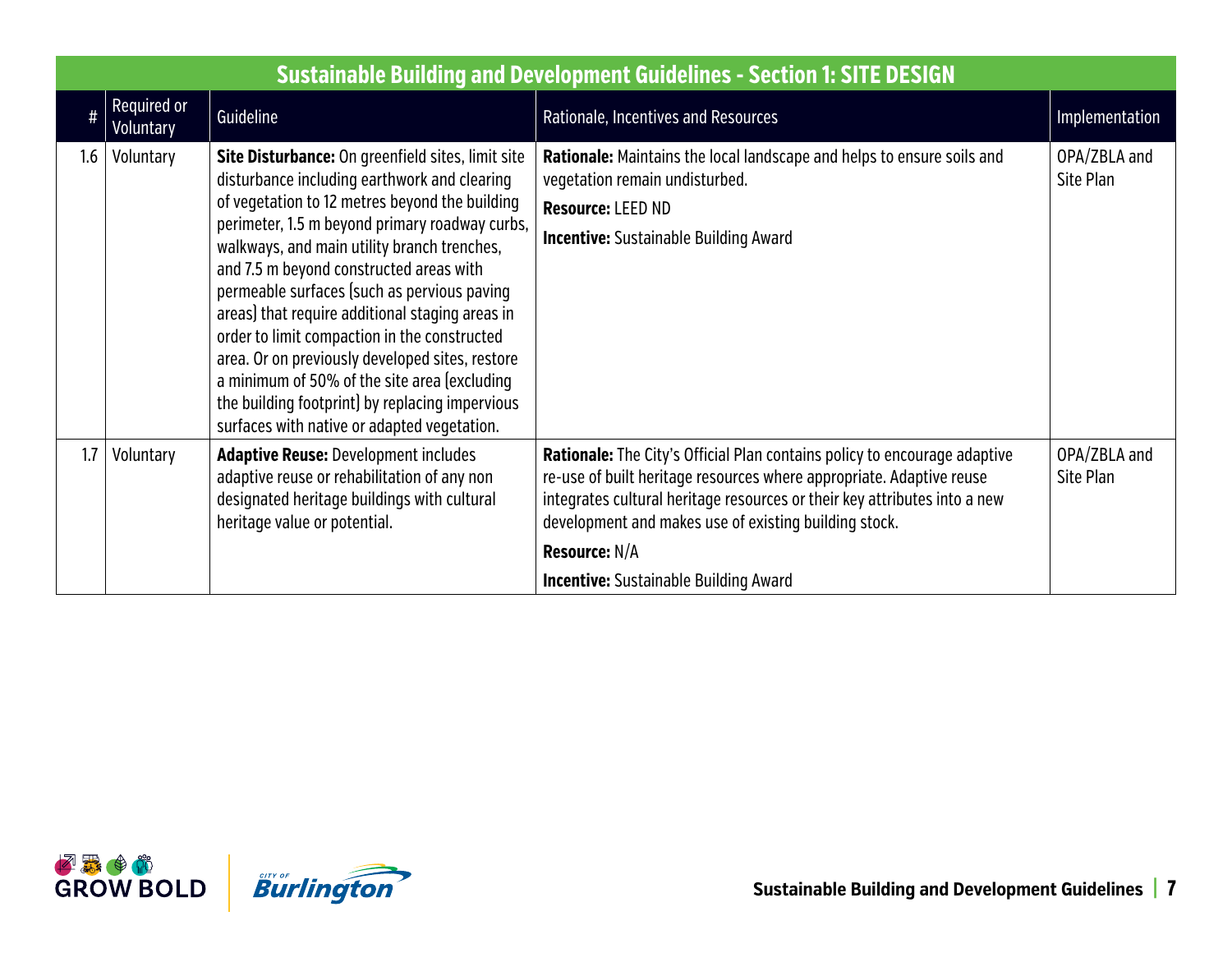| Sustainable Building and Development Guidelines - Section 1: SITE DESIGN | | | | |
|---|---|---|---|---|
| # | Required or Voluntary | Guideline | Rationale, Incentives and Resources | Implementation |
| 1.6 | Voluntary | **Site Disturbance:** On greenfield sites, limit site disturbance including earthwork and clearing of vegetation to 12 metres beyond the building perimeter, 1.5 m beyond primary roadway curbs, walkways, and main utility branch trenches, and 7.5 m beyond constructed areas with permeable surfaces (such as pervious paving areas) that require additional staging areas in order to limit compaction in the constructed area. Or on previously developed sites, restore a minimum of 50% of the site area (excluding the building footprint) by replacing impervious surfaces with native or adapted vegetation. | **Rationale:** Maintains the local landscape and helps to ensure soils and vegetation remain undisturbed.<br>**Resource:** LEED ND<br>**Incentive:** Sustainable Building Award | OPA/ZBLA and Site Plan |
| 1.7 | Voluntary | **Adaptive Reuse:** Development includes adaptive reuse or rehabilitation of any non designated heritage buildings with cultural heritage value or potential. | **Rationale:** The City's Official Plan contains policy to encourage adaptive re-use of built heritage resources where appropriate. Adaptive reuse integrates cultural heritage resources or their key attributes into a new development and makes use of existing building stock.<br>**Resource:** N/A<br>**Incentive:** Sustainable Building Award | OPA/ZBLA and Site Plan |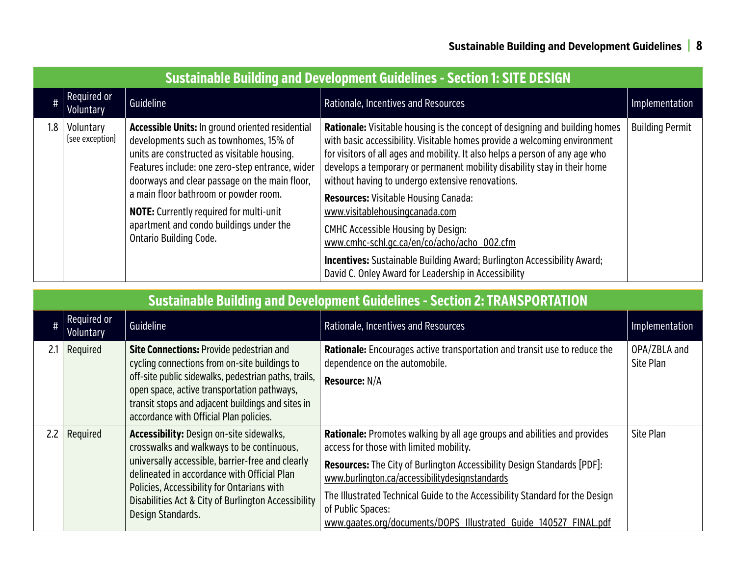## Sustainable Building and Development Guidelines - Section 1: SITE DESIGN

| # | Required or Voluntary | Guideline | Rationale, Incentives and Resources | Implementation |
|---|---|---|---|---|
| 1.8 | Voluntary (see exception) | **Accessible Units:** In ground oriented residential developments such as townhomes, 15% of units are constructed as visitable housing. Features include: one zero-step entrance, wider doorways and clear passage on the main floor, a main floor bathroom or powder room.<br>**NOTE:** Currently required for multi-unit apartment and condo buildings under the Ontario Building Code. | **Rationale:** Visitable housing is the concept of designing and building homes with basic accessibility. Visitable homes provide a welcoming environment for visitors of all ages and mobility. It also helps a person of any age who develops a temporary or permanent mobility disability stay in their home without having to undergo extensive renovations.<br>**Resources:** Visitable Housing Canada: www.visitablehousingcanada.com<br>CMHC Accessible Housing by Design: www.cmhc-schl.gc.ca/en/co/acho/acho_002.cfm<br>**Incentives:** Sustainable Building Award; Burlington Accessibility Award; David C. Onley Award for Leadership in Accessibility | Building Permit |

## Sustainable Building and Development Guidelines - Section 2: TRANSPORTATION

| # | Required or Voluntary | Guideline | Rationale, Incentives and Resources | Implementation |
|---|---|---|---|---|
| 2.1 | Required | **Site Connections:** Provide pedestrian and cycling connections from on-site buildings to off-site public sidewalks, pedestrian paths, trails, open space, active transportation pathways, transit stops and adjacent buildings and sites in accordance with Official Plan policies. | **Rationale:** Encourages active transportation and transit use to reduce the dependence on the automobile.<br>**Resource:** N/A | OPA/ZBLA and Site Plan |
| 2.2 | Required | **Accessibility:** Design on-site sidewalks, crosswalks and walkways to be continuous, universally accessible, barrier-free and clearly delineated in accordance with Official Plan Policies, Accessibility for Ontarians with Disabilities Act & City of Burlington Accessibility Design Standards. | **Rationale:** Promotes walking by all age groups and abilities and provides access for those with limited mobility.<br>**Resources:** The City of Burlington Accessibility Design Standards [PDF]: www.burlington.ca/accessibilitydesignstandards<br>The Illustrated Technical Guide to the Accessibility Standard for the Design of Public Spaces: www.gaates.org/documents/DOPS_Illustrated_Guide_140527_FINAL.pdf | Site Plan |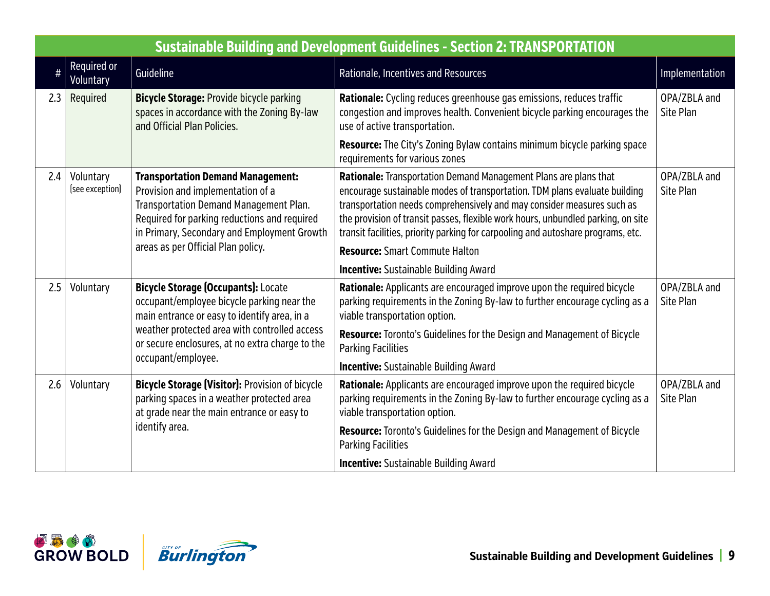## Sustainable Building and Development Guidelines - Section 2: TRANSPORTATION

| # | Required or Voluntary | Guideline | Rationale, Incentives and Resources | Implementation |
|---|---|---|---|---|
| 2.3 | Required | **Bicycle Storage:** Provide bicycle parking spaces in accordance with the Zoning By-law and Official Plan Policies. | **Rationale:** Cycling reduces greenhouse gas emissions, reduces traffic congestion and improves health. Convenient bicycle parking encourages the use of active transportation.<br><br>**Resource:** The City's Zoning Bylaw contains minimum bicycle parking space requirements for various zones | OPA/ZBLA and Site Plan |
| 2.4 | Voluntary (see exception) | **Transportation Demand Management:** Provision and implementation of a Transportation Demand Management Plan. Required for parking reductions and required in Primary, Secondary and Employment Growth areas as per Official Plan policy. | **Rationale:** Transportation Demand Management Plans are plans that encourage sustainable modes of transportation. TDM plans evaluate building transportation needs comprehensively and may consider measures such as the provision of transit passes, flexible work hours, unbundled parking, on site transit facilities, priority parking for carpooling and autoshare programs, etc.<br><br>**Resource:** Smart Commute Halton<br><br>**Incentive:** Sustainable Building Award | OPA/ZBLA and Site Plan |
| 2.5 | Voluntary | **Bicycle Storage (Occupants):** Locate occupant/employee bicycle parking near the main entrance or easy to identify area, in a weather protected area with controlled access or secure enclosures, at no extra charge to the occupant/employee. | **Rationale:** Applicants are encouraged improve upon the required bicycle parking requirements in the Zoning By-law to further encourage cycling as a viable transportation option.<br><br>**Resource:** Toronto's Guidelines for the Design and Management of Bicycle Parking Facilities<br><br>**Incentive:** Sustainable Building Award | OPA/ZBLA and Site Plan |
| 2.6 | Voluntary | **Bicycle Storage (Visitor):** Provision of bicycle parking spaces in a weather protected area at grade near the main entrance or easy to identify area. | **Rationale:** Applicants are encouraged improve upon the required bicycle parking requirements in the Zoning By-law to further encourage cycling as a viable transportation option.<br><br>**Resource:** Toronto's Guidelines for the Design and Management of Bicycle Parking Facilities<br><br>**Incentive:** Sustainable Building Award | OPA/ZBLA and Site Plan |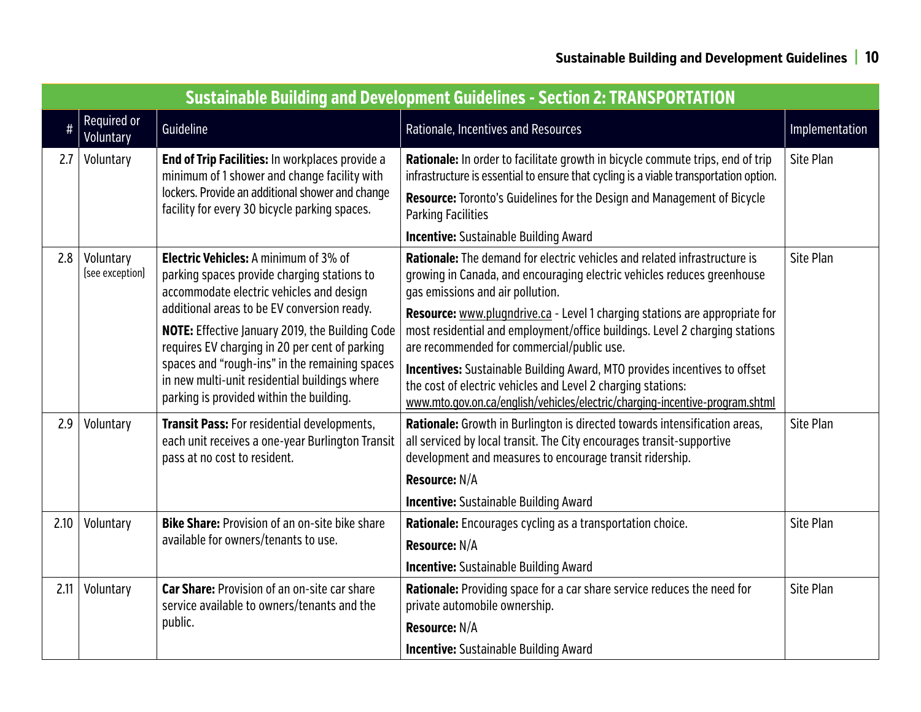| Sustainable Building and Development Guidelines - Section 2: TRANSPORTATION | | | | |
|---|---|---|---|---|
| # | Required or Voluntary | Guideline | Rationale, Incentives and Resources | Implementation |
| 2.7 | Voluntary | **End of Trip Facilities:** In workplaces provide a minimum of 1 shower and change facility with lockers. Provide an additional shower and change facility for every 30 bicycle parking spaces. | **Rationale:** In order to facilitate growth in bicycle commute trips, end of trip infrastructure is essential to ensure that cycling is a viable transportation option.<br><br>**Resource:** Toronto's Guidelines for the Design and Management of Bicycle Parking Facilities<br><br>**Incentive:** Sustainable Building Award | Site Plan |
| 2.8 | Voluntary (see exception) | **Electric Vehicles:** A minimum of 3% of parking spaces provide charging stations to accommodate electric vehicles and design additional areas to be EV conversion ready.<br><br>**NOTE:** Effective January 2019, the Building Code requires EV charging in 20 per cent of parking spaces and "rough-ins" in the remaining spaces in new multi-unit residential buildings where parking is provided within the building. | **Rationale:** The demand for electric vehicles and related infrastructure is growing in Canada, and encouraging electric vehicles reduces greenhouse gas emissions and air pollution.<br><br>**Resource:** www.plugndrive.ca - Level 1 charging stations are appropriate for most residential and employment/office buildings. Level 2 charging stations are recommended for commercial/public use.<br><br>**Incentives:** Sustainable Building Award, MTO provides incentives to offset the cost of electric vehicles and Level 2 charging stations: www.mto.gov.on.ca/english/vehicles/electric/charging-incentive-program.shtml | Site Plan |
| 2.9 | Voluntary | **Transit Pass:** For residential developments, each unit receives a one-year Burlington Transit pass at no cost to resident. | **Rationale:** Growth in Burlington is directed towards intensification areas, all serviced by local transit. The City encourages transit-supportive development and measures to encourage transit ridership.<br><br>**Resource:** N/A<br><br>**Incentive:** Sustainable Building Award | Site Plan |
| 2.10 | Voluntary | **Bike Share:** Provision of an on-site bike share available for owners/tenants to use. | **Rationale:** Encourages cycling as a transportation choice.<br><br>**Resource:** N/A<br><br>**Incentive:** Sustainable Building Award | Site Plan |
| 2.11 | Voluntary | **Car Share:** Provision of an on-site car share service available to owners/tenants and the public. | **Rationale:** Providing space for a car share service reduces the need for private automobile ownership.<br><br>**Resource:** N/A<br><br>**Incentive:** Sustainable Building Award | Site Plan |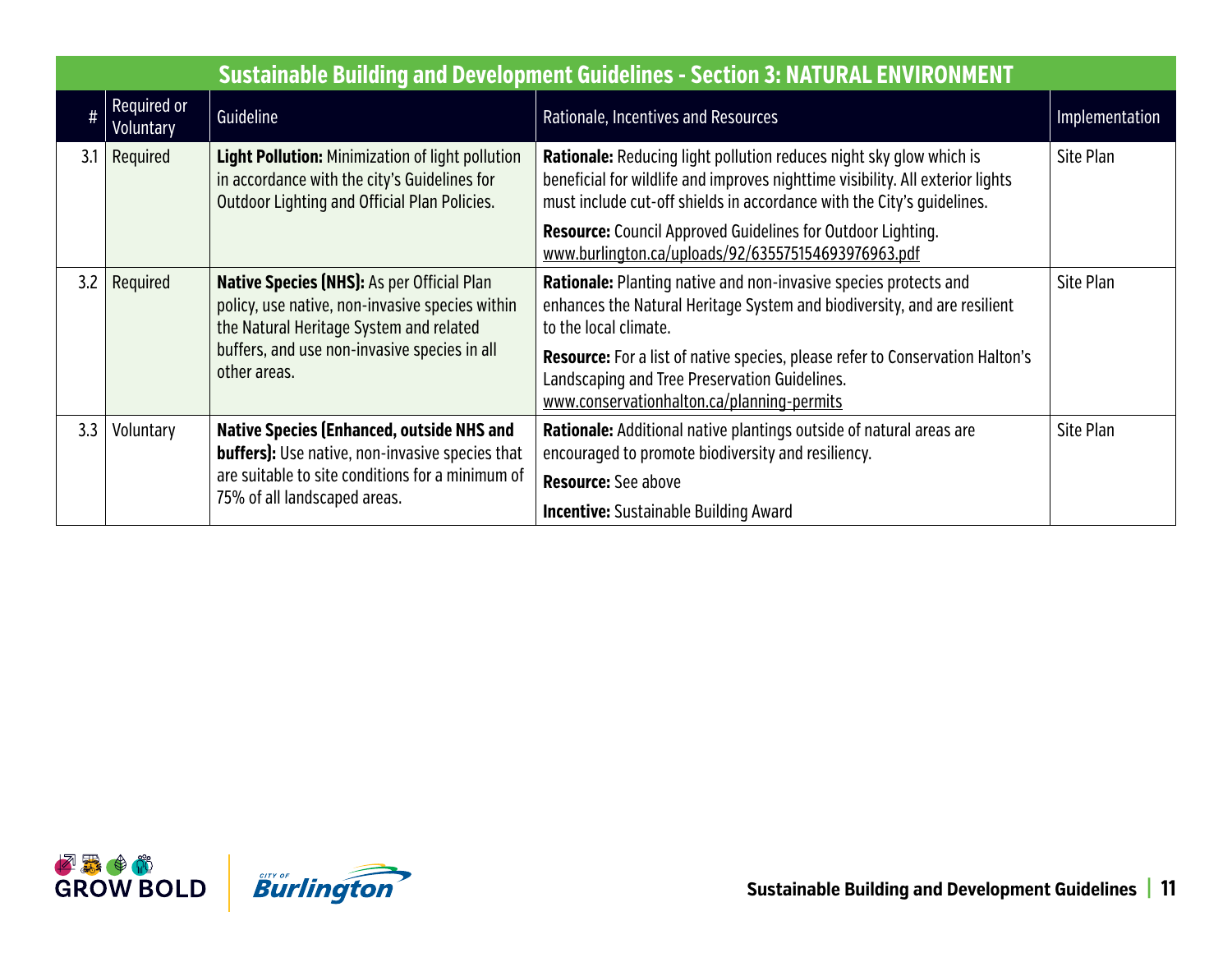## Sustainable Building and Development Guidelines - Section 3: NATURAL ENVIRONMENT

| # | Required or Voluntary | Guideline | Rationale, Incentives and Resources | Implementation |
|---|---|---|---|---|
| 3.1 | Required | **Light Pollution:** Minimization of light pollution in accordance with the city's Guidelines for Outdoor Lighting and Official Plan Policies. | **Rationale:** Reducing light pollution reduces night sky glow which is beneficial for wildlife and improves nighttime visibility. All exterior lights must include cut-off shields in accordance with the City's guidelines.<br><br>**Resource:** Council Approved Guidelines for Outdoor Lighting. www.burlington.ca/uploads/92/635575154693976963.pdf | Site Plan |
| 3.2 | Required | **Native Species (NHS):** As per Official Plan policy, use native, non-invasive species within the Natural Heritage System and related buffers, and use non-invasive species in all other areas. | **Rationale:** Planting native and non-invasive species protects and enhances the Natural Heritage System and biodiversity, and are resilient to the local climate.<br><br>**Resource:** For a list of native species, please refer to Conservation Halton's Landscaping and Tree Preservation Guidelines. www.conservationhalton.ca/planning-permits | Site Plan |
| 3.3 | Voluntary | **Native Species (Enhanced, outside NHS and buffers):** Use native, non-invasive species that are suitable to site conditions for a minimum of 75% of all landscaped areas. | **Rationale:** Additional native plantings outside of natural areas are encouraged to promote biodiversity and resiliency.<br><br>**Resource:** See above<br><br>**Incentive:** Sustainable Building Award | Site Plan |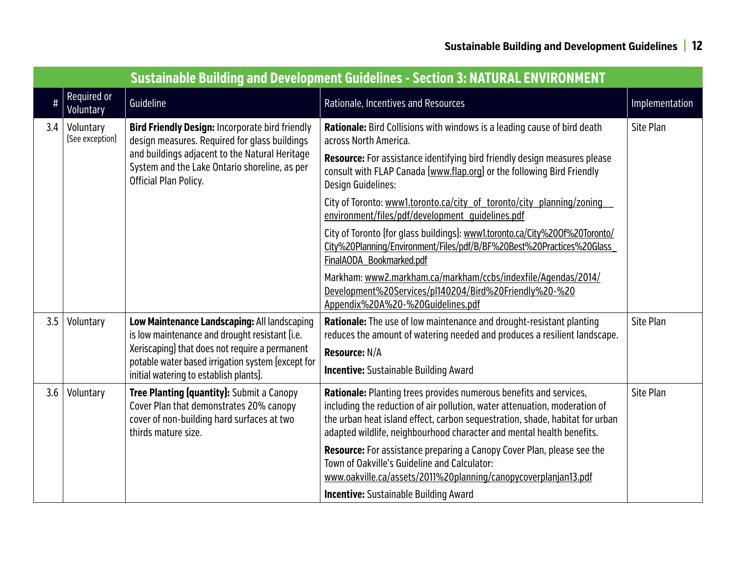## Sustainable Building and Development Guidelines - Section 3: NATURAL ENVIRONMENT

| # | Required or Voluntary | Guideline | Rationale, Incentives and Resources | Implementation |
|---|---|---|---|---|
| 3.4 | Voluntary (See exception) | **Bird Friendly Design:** Incorporate bird friendly design measures. Required for glass buildings and buildings adjacent to the Natural Heritage System and the Lake Ontario shoreline, as per Official Plan Policy. | **Rationale:** Bird Collisions with windows is a leading cause of bird death across North America.<br>**Resource:** For assistance identifying bird friendly design measures please consult with FLAP Canada (www.flap.org) or the following Bird Friendly Design Guidelines:<br>City of Toronto: www1.toronto.ca/city_of_toronto/city_planning/zoning__environment/files/pdf/development_guidelines.pdf<br>City of Toronto (for glass buildings): www1.toronto.ca/City%20Of%20Toronto/City%20Planning/Environment/Files/pdf/B/BF%20Best%20Practices%20Glass_FinalAODA_Bookmarked.pdf<br>Markham: www2.markham.ca/markham/ccbs/indexfile/Agendas/2014/Development%20Services/pl140204/Bird%20Friendly%20-%20Appendix%20A%20-%20Guidelines.pdf | Site Plan |
| 3.5 | Voluntary | **Low Maintenance Landscaping:** All landscaping is low maintenance and drought resistant (i.e. Xeriscaping) that does not require a permanent potable water based irrigation system (except for initial watering to establish plants). | **Rationale:** The use of low maintenance and drought-resistant planting reduces the amount of watering needed and produces a resilient landscape.<br>**Resource:** N/A<br>**Incentive:** Sustainable Building Award | Site Plan |
| 3.6 | Voluntary | **Tree Planting (quantity):** Submit a Canopy Cover Plan that demonstrates 20% canopy cover of non-building hard surfaces at two thirds mature size. | **Rationale:** Planting trees provides numerous benefits and services, including the reduction of air pollution, water attenuation, moderation of the urban heat island effect, carbon sequestration, shade, habitat for urban adapted wildlife, neighbourhood character and mental health benefits.<br>**Resource:** For assistance preparing a Canopy Cover Plan, please see the Town of Oakville's Guideline and Calculator: www.oakville.ca/assets/2011%20planning/canopycoverplanjan13.pdf<br>**Incentive:** Sustainable Building Award | Site Plan |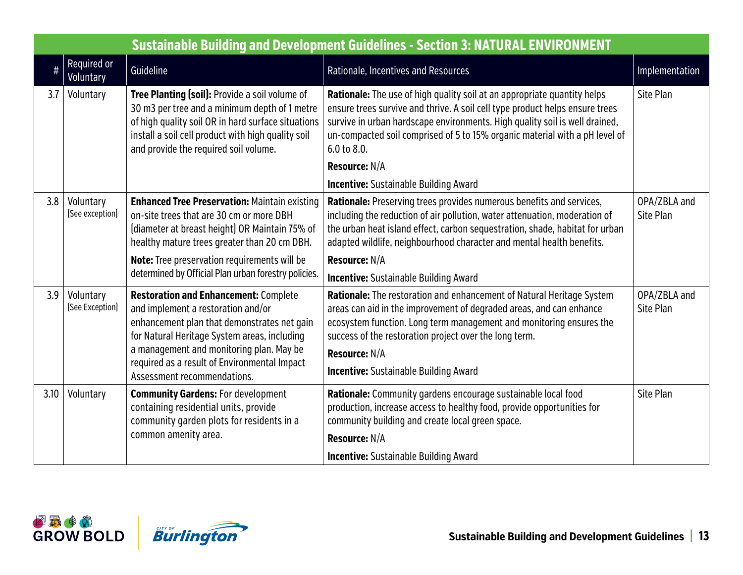| Sustainable Building and Development Guidelines - Section 3: NATURAL ENVIRONMENT | | | | |
|---|---|---|---|---|
| # | Required or Voluntary | Guideline | Rationale, Incentives and Resources | Implementation |
| 3.7 | Voluntary | **Tree Planting (soil):** Provide a soil volume of 30 m3 per tree and a minimum depth of 1 metre of high quality soil OR in hard surface situations install a soil cell product with high quality soil and provide the required soil volume. | **Rationale:** The use of high quality soil at an appropriate quantity helps ensure trees survive and thrive. A soil cell type product helps ensure trees survive in urban hardscape environments. High quality soil is well drained, un-compacted soil comprised of 5 to 15% organic material with a pH level of 6.0 to 8.0.<br>**Resource:** N/A<br>**Incentive:** Sustainable Building Award | Site Plan |
| 3.8 | Voluntary (See exception) | **Enhanced Tree Preservation:** Maintain existing on-site trees that are 30 cm or more DBH (diameter at breast height) OR Maintain 75% of healthy mature trees greater than 20 cm DBH.<br>**Note:** Tree preservation requirements will be determined by Official Plan urban forestry policies. | **Rationale:** Preserving trees provides numerous benefits and services, including the reduction of air pollution, water attenuation, moderation of the urban heat island effect, carbon sequestration, shade, habitat for urban adapted wildlife, neighbourhood character and mental health benefits.<br>**Resource:** N/A<br>**Incentive:** Sustainable Building Award | OPA/ZBLA and Site Plan |
| 3.9 | Voluntary (See Exception) | **Restoration and Enhancement:** Complete and implement a restoration and/or enhancement plan that demonstrates net gain for Natural Heritage System areas, including a management and monitoring plan. May be required as a result of Environmental Impact Assessment recommendations. | **Rationale:** The restoration and enhancement of Natural Heritage System areas can aid in the improvement of degraded areas, and can enhance ecosystem function. Long term management and monitoring ensures the success of the restoration project over the long term.<br>**Resource:** N/A<br>**Incentive:** Sustainable Building Award | OPA/ZBLA and Site Plan |
| 3.10 | Voluntary | **Community Gardens:** For development containing residential units, provide community garden plots for residents in a common amenity area. | **Rationale:** Community gardens encourage sustainable local food production, increase access to healthy food, provide opportunities for community building and create local green space.<br>**Resource:** N/A<br>**Incentive:** Sustainable Building Award | Site Plan |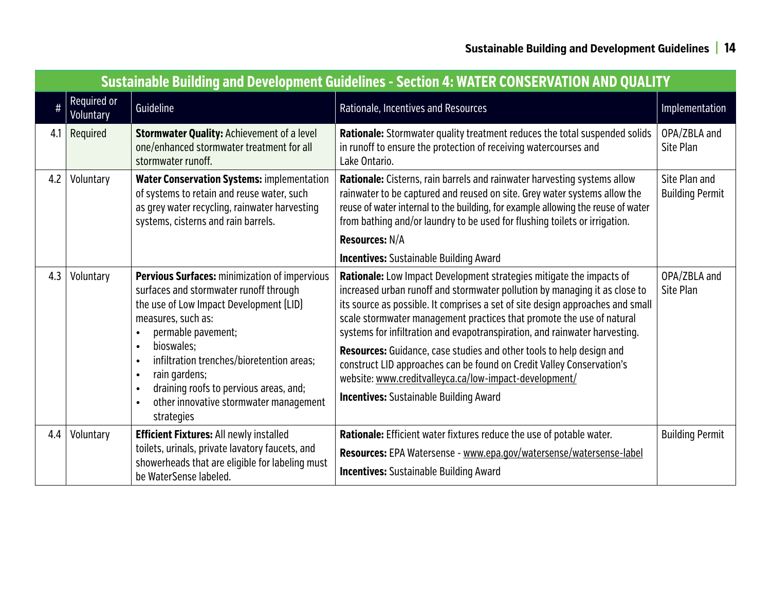| Sustainable Building and Development Guidelines - Section 4: WATER CONSERVATION AND QUALITY | | | | |
|---|---|---|---|---|
| # | Required or Voluntary | Guideline | Rationale, Incentives and Resources | Implementation |
| 4.1 | Required | **Stormwater Quality:** Achievement of a level one/enhanced stormwater treatment for all stormwater runoff. | **Rationale:** Stormwater quality treatment reduces the total suspended solids in runoff to ensure the protection of receiving watercourses and Lake Ontario. | OPA/ZBLA and Site Plan |
| 4.2 | Voluntary | **Water Conservation Systems:** implementation of systems to retain and reuse water, such as grey water recycling, rainwater harvesting systems, cisterns and rain barrels. | **Rationale:** Cisterns, rain barrels and rainwater harvesting systems allow rainwater to be captured and reused on site. Grey water systems allow the reuse of water internal to the building, for example allowing the reuse of water from bathing and/or laundry to be used for flushing toilets or irrigation.<br>**Resources:** N/A<br>**Incentives:** Sustainable Building Award | Site Plan and Building Permit |
| 4.3 | Voluntary | **Pervious Surfaces:** minimization of impervious surfaces and stormwater runoff through the use of Low Impact Development (LID) measures, such as:<br>• permable pavement;<br>• bioswales;<br>• infiltration trenches/bioretention areas;<br>• rain gardens;<br>• draining roofs to pervious areas, and;<br>• other innovative stormwater management strategies | **Rationale:** Low Impact Development strategies mitigate the impacts of increased urban runoff and stormwater pollution by managing it as close to its source as possible. It comprises a set of site design approaches and small scale stormwater management practices that promote the use of natural systems for infiltration and evapotranspiration, and rainwater harvesting.<br>**Resources:** Guidance, case studies and other tools to help design and construct LID approaches can be found on Credit Valley Conservation's website: www.creditvalleyca.ca/low-impact-development/<br>**Incentives:** Sustainable Building Award | OPA/ZBLA and Site Plan |
| 4.4 | Voluntary | **Efficient Fixtures:** All newly installed toilets, urinals, private lavatory faucets, and showerheads that are eligible for labeling must be WaterSense labeled. | **Rationale:** Efficient water fixtures reduce the use of potable water.<br>**Resources:** EPA Watersense - www.epa.gov/watersense/watersense-label<br>**Incentives:** Sustainable Building Award | Building Permit |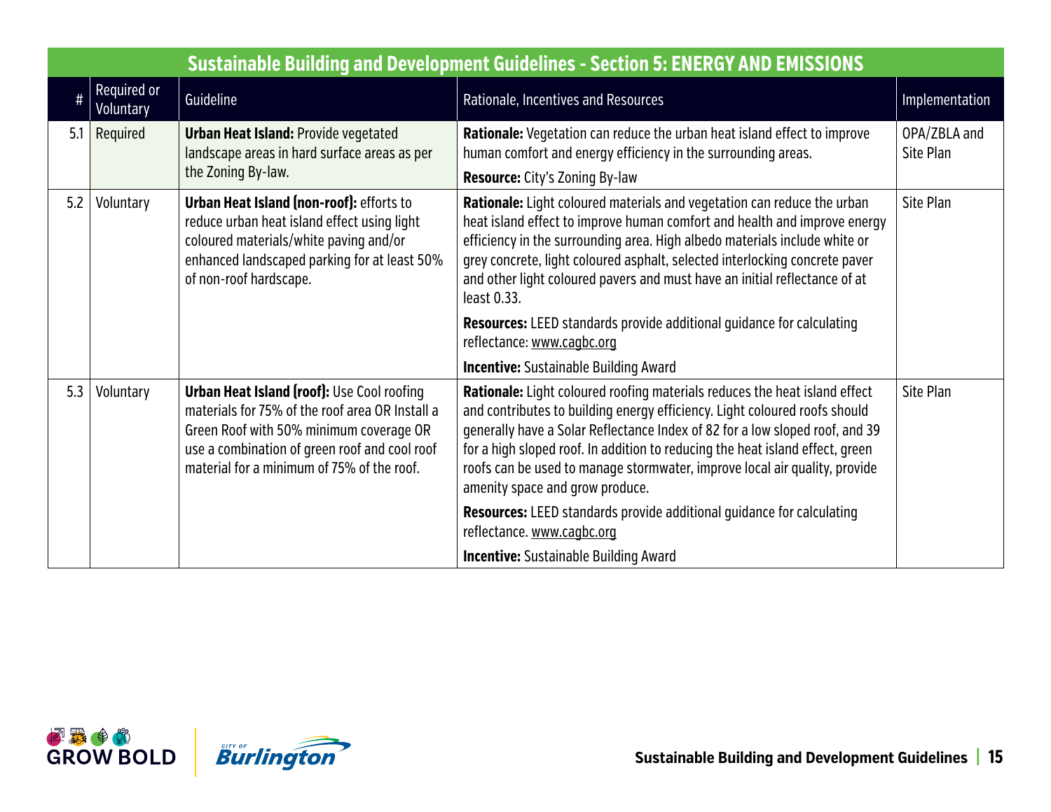| Sustainable Building and Development Guidelines - Section 5: ENERGY AND EMISSIONS | | | | |
|---|---|---|---|---|
| # | Required or Voluntary | Guideline | Rationale, Incentives and Resources | Implementation |
| 5.1 | Required | **Urban Heat Island:** Provide vegetated landscape areas in hard surface areas as per the Zoning By-law. | **Rationale:** Vegetation can reduce the urban heat island effect to improve human comfort and energy efficiency in the surrounding areas.<br>**Resource:** City's Zoning By-law | OPA/ZBLA and Site Plan |
| 5.2 | Voluntary | **Urban Heat Island (non-roof):** efforts to reduce urban heat island effect using light coloured materials/white paving and/or enhanced landscaped parking for at least 50% of non-roof hardscape. | **Rationale:** Light coloured materials and vegetation can reduce the urban heat island effect to improve human comfort and health and improve energy efficiency in the surrounding area. High albedo materials include white or grey concrete, light coloured asphalt, selected interlocking concrete paver and other light coloured pavers and must have an initial reflectance of at least 0.33.<br>**Resources:** LEED standards provide additional guidance for calculating reflectance: www.cagbc.org<br>**Incentive:** Sustainable Building Award | Site Plan |
| 5.3 | Voluntary | **Urban Heat Island (roof):** Use Cool roofing materials for 75% of the roof area OR Install a Green Roof with 50% minimum coverage OR use a combination of green roof and cool roof material for a minimum of 75% of the roof. | **Rationale:** Light coloured roofing materials reduces the heat island effect and contributes to building energy efficiency. Light coloured roofs should generally have a Solar Reflectance Index of 82 for a low sloped roof, and 39 for a high sloped roof. In addition to reducing the heat island effect, green roofs can be used to manage stormwater, improve local air quality, provide amenity space and grow produce.<br>**Resources:** LEED standards provide additional guidance for calculating reflectance. www.cagbc.org<br>**Incentive:** Sustainable Building Award | Site Plan |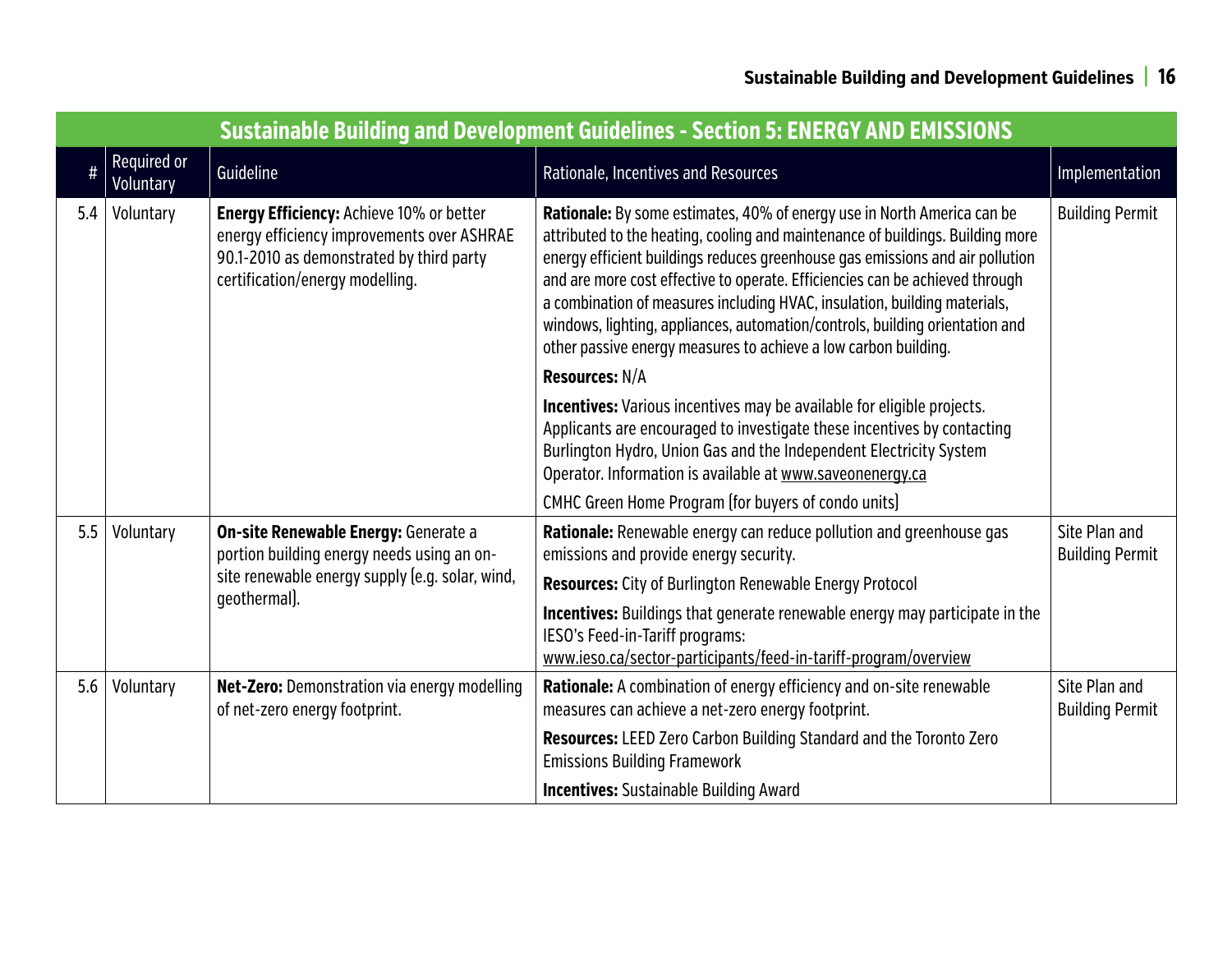| Sustainable Building and Development Guidelines - Section 5: ENERGY AND EMISSIONS | | | | |
|---|---|---|---|---|
| # | Required or Voluntary | Guideline | Rationale, Incentives and Resources | Implementation |
| 5.4 | Voluntary | **Energy Efficiency:** Achieve 10% or better energy efficiency improvements over ASHRAE 90.1-2010 as demonstrated by third party certification/energy modelling. | **Rationale:** By some estimates, 40% of energy use in North America can be attributed to the heating, cooling and maintenance of buildings. Building more energy efficient buildings reduces greenhouse gas emissions and air pollution and are more cost effective to operate. Efficiencies can be achieved through a combination of measures including HVAC, insulation, building materials, windows, lighting, appliances, automation/controls, building orientation and other passive energy measures to achieve a low carbon building.<br>**Resources:** N/A<br>**Incentives:** Various incentives may be available for eligible projects. Applicants are encouraged to investigate these incentives by contacting Burlington Hydro, Union Gas and the Independent Electricity System Operator. Information is available at www.saveonenergy.ca<br>CMHC Green Home Program (for buyers of condo units) | Building Permit |
| 5.5 | Voluntary | **On-site Renewable Energy:** Generate a portion building energy needs using an on-site renewable energy supply (e.g. solar, wind, geothermal). | **Rationale:** Renewable energy can reduce pollution and greenhouse gas emissions and provide energy security.<br>**Resources:** City of Burlington Renewable Energy Protocol<br>**Incentives:** Buildings that generate renewable energy may participate in the IESO's Feed-in-Tariff programs: www.ieso.ca/sector-participants/feed-in-tariff-program/overview | Site Plan and Building Permit |
| 5.6 | Voluntary | **Net-Zero:** Demonstration via energy modelling of net-zero energy footprint. | **Rationale:** A combination of energy efficiency and on-site renewable measures can achieve a net-zero energy footprint.<br>**Resources:** LEED Zero Carbon Building Standard and the Toronto Zero Emissions Building Framework<br>**Incentives:** Sustainable Building Award | Site Plan and Building Permit |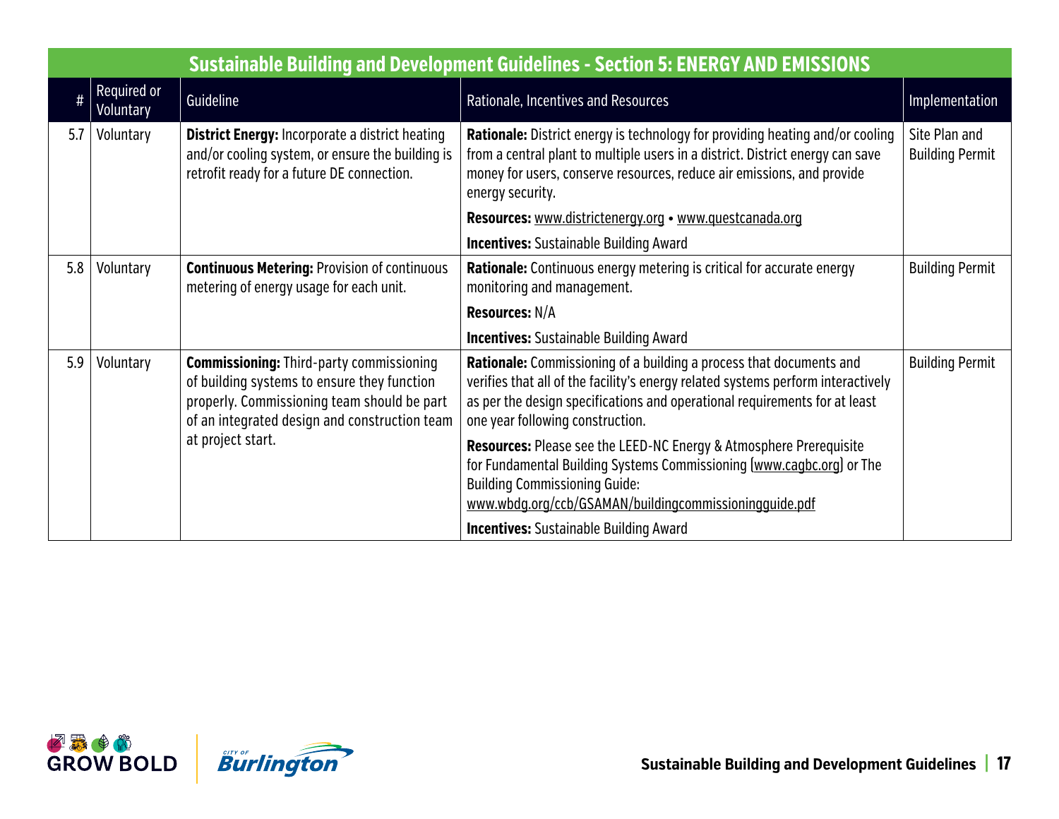| Sustainable Building and Development Guidelines - Section 5: ENERGY AND EMISSIONS | | | | |
|---|---|---|---|---|
| # | Required or Voluntary | Guideline | Rationale, Incentives and Resources | Implementation |
| 5.7 | Voluntary | **District Energy:** Incorporate a district heating and/or cooling system, or ensure the building is retrofit ready for a future DE connection. | **Rationale:** District energy is technology for providing heating and/or cooling from a central plant to multiple users in a district. District energy can save money for users, conserve resources, reduce air emissions, and provide energy security.<br><br>**Resources:** www.districtenergy.org • www.questcanada.org<br><br>**Incentives:** Sustainable Building Award | Site Plan and Building Permit |
| 5.8 | Voluntary | **Continuous Metering:** Provision of continuous metering of energy usage for each unit. | **Rationale:** Continuous energy metering is critical for accurate energy monitoring and management.<br><br>**Resources:** N/A<br><br>**Incentives:** Sustainable Building Award | Building Permit |
| 5.9 | Voluntary | **Commissioning:** Third-party commissioning of building systems to ensure they function properly. Commissioning team should be part of an integrated design and construction team at project start. | **Rationale:** Commissioning of a building a process that documents and verifies that all of the facility's energy related systems perform interactively as per the design specifications and operational requirements for at least one year following construction.<br><br>**Resources:** Please see the LEED-NC Energy & Atmosphere Prerequisite for Fundamental Building Systems Commissioning (www.cagbc.org) or The Building Commissioning Guide: www.wbdg.org/ccb/GSAMAN/buildingcommissioningguide.pdf<br><br>**Incentives:** Sustainable Building Award | Building Permit |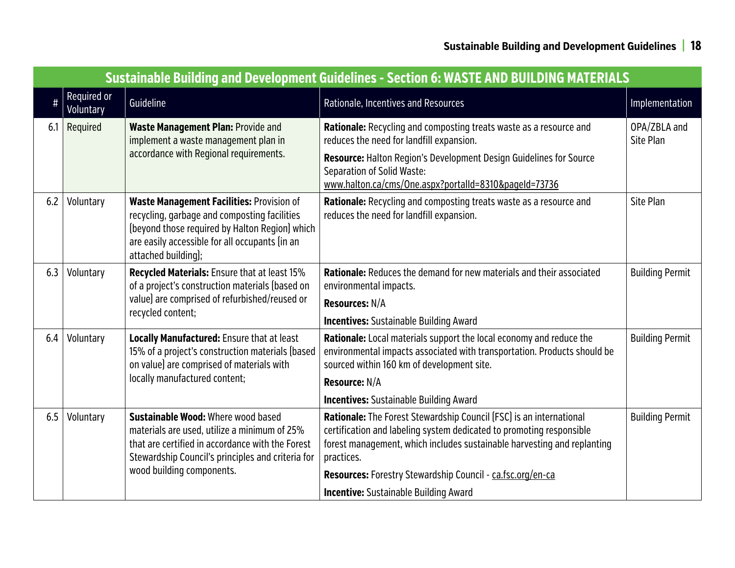| Sustainable Building and Development Guidelines - Section 6: WASTE AND BUILDING MATERIALS | | | | |
|---|---|---|---|---|
| # | Required or Voluntary | Guideline | Rationale, Incentives and Resources | Implementation |
| 6.1 | Required | **Waste Management Plan:** Provide and implement a waste management plan in accordance with Regional requirements. | **Rationale:** Recycling and composting treats waste as a resource and reduces the need for landfill expansion.<br>**Resource:** Halton Region's Development Design Guidelines for Source Separation of Solid Waste: www.halton.ca/cms/One.aspx?portalId=8310&pageId=73736 | OPA/ZBLA and Site Plan |
| 6.2 | Voluntary | **Waste Management Facilities:** Provision of recycling, garbage and composting facilities (beyond those required by Halton Region) which are easily accessible for all occupants (in an attached building); | **Rationale:** Recycling and composting treats waste as a resource and reduces the need for landfill expansion. | Site Plan |
| 6.3 | Voluntary | **Recycled Materials:** Ensure that at least 15% of a project's construction materials (based on value) are comprised of refurbished/reused or recycled content; | **Rationale:** Reduces the demand for new materials and their associated environmental impacts.<br>**Resources:** N/A<br>**Incentives:** Sustainable Building Award | Building Permit |
| 6.4 | Voluntary | **Locally Manufactured:** Ensure that at least 15% of a project's construction materials (based on value) are comprised of materials with locally manufactured content; | **Rationale:** Local materials support the local economy and reduce the environmental impacts associated with transportation. Products should be sourced within 160 km of development site.<br>**Resource:** N/A<br>**Incentives:** Sustainable Building Award | Building Permit |
| 6.5 | Voluntary | **Sustainable Wood:** Where wood based materials are used, utilize a minimum of 25% that are certified in accordance with the Forest Stewardship Council's principles and criteria for wood building components. | **Rationale:** The Forest Stewardship Council (FSC) is an international certification and labeling system dedicated to promoting responsible forest management, which includes sustainable harvesting and replanting practices.<br>**Resources:** Forestry Stewardship Council - ca.fsc.org/en-ca<br>**Incentive:** Sustainable Building Award | Building Permit |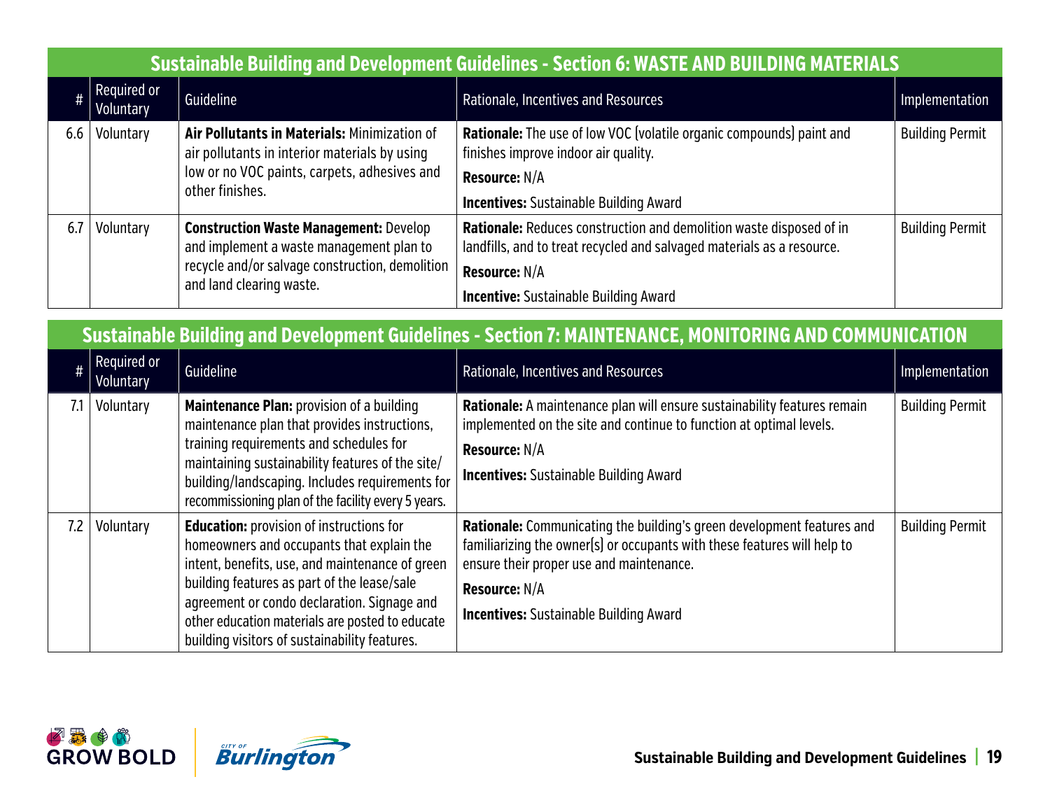## Sustainable Building and Development Guidelines - Section 6: WASTE AND BUILDING MATERIALS

| # | Required or Voluntary | Guideline | Rationale, Incentives and Resources | Implementation |
|---|---|---|---|---|
| 6.6 | Voluntary | **Air Pollutants in Materials:** Minimization of air pollutants in interior materials by using low or no VOC paints, carpets, adhesives and other finishes. | **Rationale:** The use of low VOC (volatile organic compounds) paint and finishes improve indoor air quality. <br> **Resource:** N/A <br> **Incentives:** Sustainable Building Award | Building Permit |
| 6.7 | Voluntary | **Construction Waste Management:** Develop and implement a waste management plan to recycle and/or salvage construction, demolition and land clearing waste. | **Rationale:** Reduces construction and demolition waste disposed of in landfills, and to treat recycled and salvaged materials as a resource. <br> **Resource:** N/A <br> **Incentive:** Sustainable Building Award | Building Permit |

## Sustainable Building and Development Guidelines - Section 7: MAINTENANCE, MONITORING AND COMMUNICATION

| # | Required or Voluntary | Guideline | Rationale, Incentives and Resources | Implementation |
|---|---|---|---|---|
| 7.1 | Voluntary | **Maintenance Plan:** provision of a building maintenance plan that provides instructions, training requirements and schedules for maintaining sustainability features of the site/ building/landscaping. Includes requirements for recommissioning plan of the facility every 5 years. | **Rationale:** A maintenance plan will ensure sustainability features remain implemented on the site and continue to function at optimal levels. <br> **Resource:** N/A <br> **Incentives:** Sustainable Building Award | Building Permit |
| 7.2 | Voluntary | **Education:** provision of instructions for homeowners and occupants that explain the intent, benefits, use, and maintenance of green building features as part of the lease/sale agreement or condo declaration. Signage and other education materials are posted to educate building visitors of sustainability features. | **Rationale:** Communicating the building's green development features and familiarizing the owner(s) or occupants with these features will help to ensure their proper use and maintenance. <br> **Resource:** N/A <br> **Incentives:** Sustainable Building Award | Building Permit |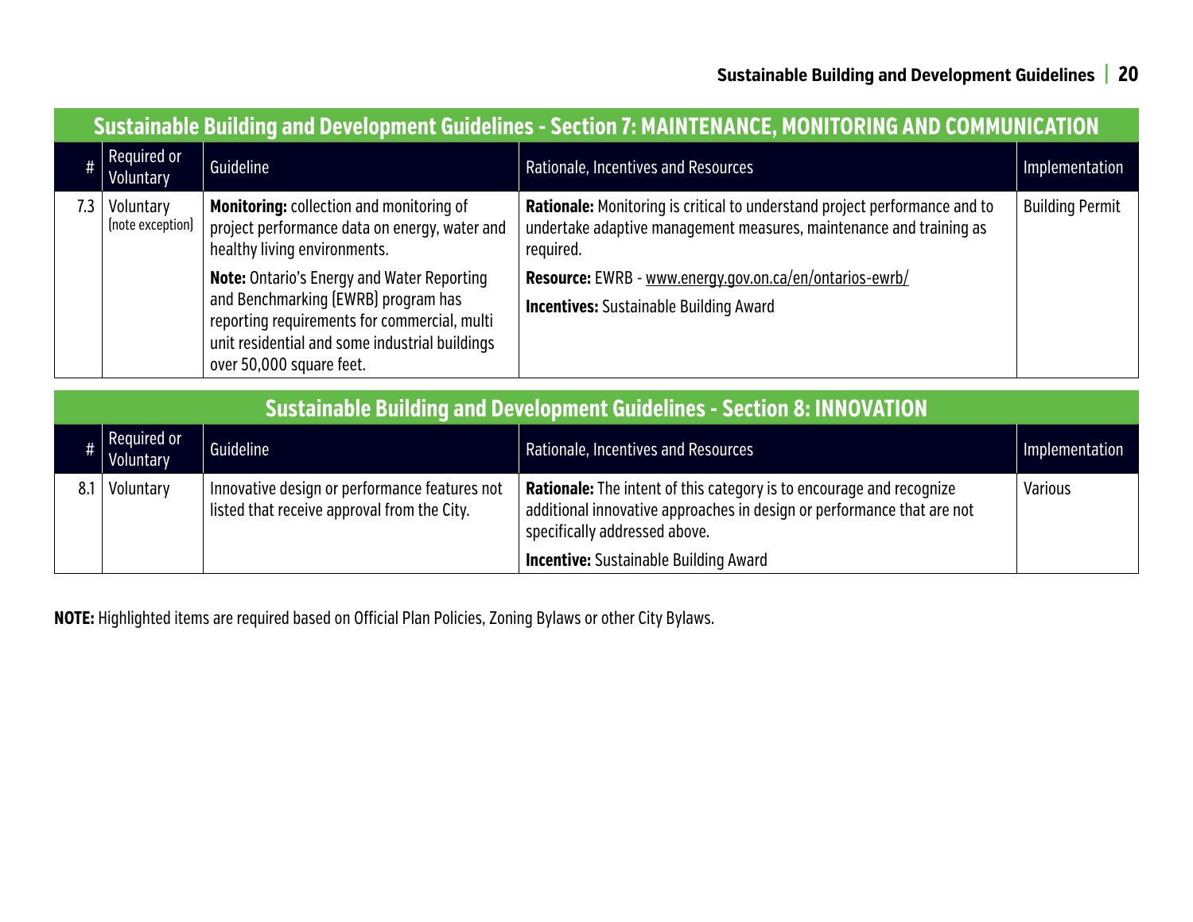## Sustainable Building and Development Guidelines - Section 7: MAINTENANCE, MONITORING AND COMMUNICATION

| # | Required or Voluntary | Guideline | Rationale, Incentives and Resources | Implementation |
|---|---|---|---|---|
| 7.3 | Voluntary (note exception) | **Monitoring:** collection and monitoring of project performance data on energy, water and healthy living environments.<br><br>**Note:** Ontario's Energy and Water Reporting and Benchmarking (EWRB) program has reporting requirements for commercial, multi unit residential and some industrial buildings over 50,000 square feet. | **Rationale:** Monitoring is critical to understand project performance and to undertake adaptive management measures, maintenance and training as required.<br><br>**Resource:** EWRB - www.energy.gov.on.ca/en/ontarios-ewrb/<br><br>**Incentives:** Sustainable Building Award | Building Permit |

## Sustainable Building and Development Guidelines - Section 8: INNOVATION

| # | Required or Voluntary | Guideline | Rationale, Incentives and Resources | Implementation |
|---|---|---|---|---|
| 8.1 | Voluntary | Innovative design or performance features not listed that receive approval from the City. | **Rationale:** The intent of this category is to encourage and recognize additional innovative approaches in design or performance that are not specifically addressed above.<br><br>**Incentive:** Sustainable Building Award | Various |

**NOTE:** Highlighted items are required based on Official Plan Policies, Zoning Bylaws or other City Bylaws.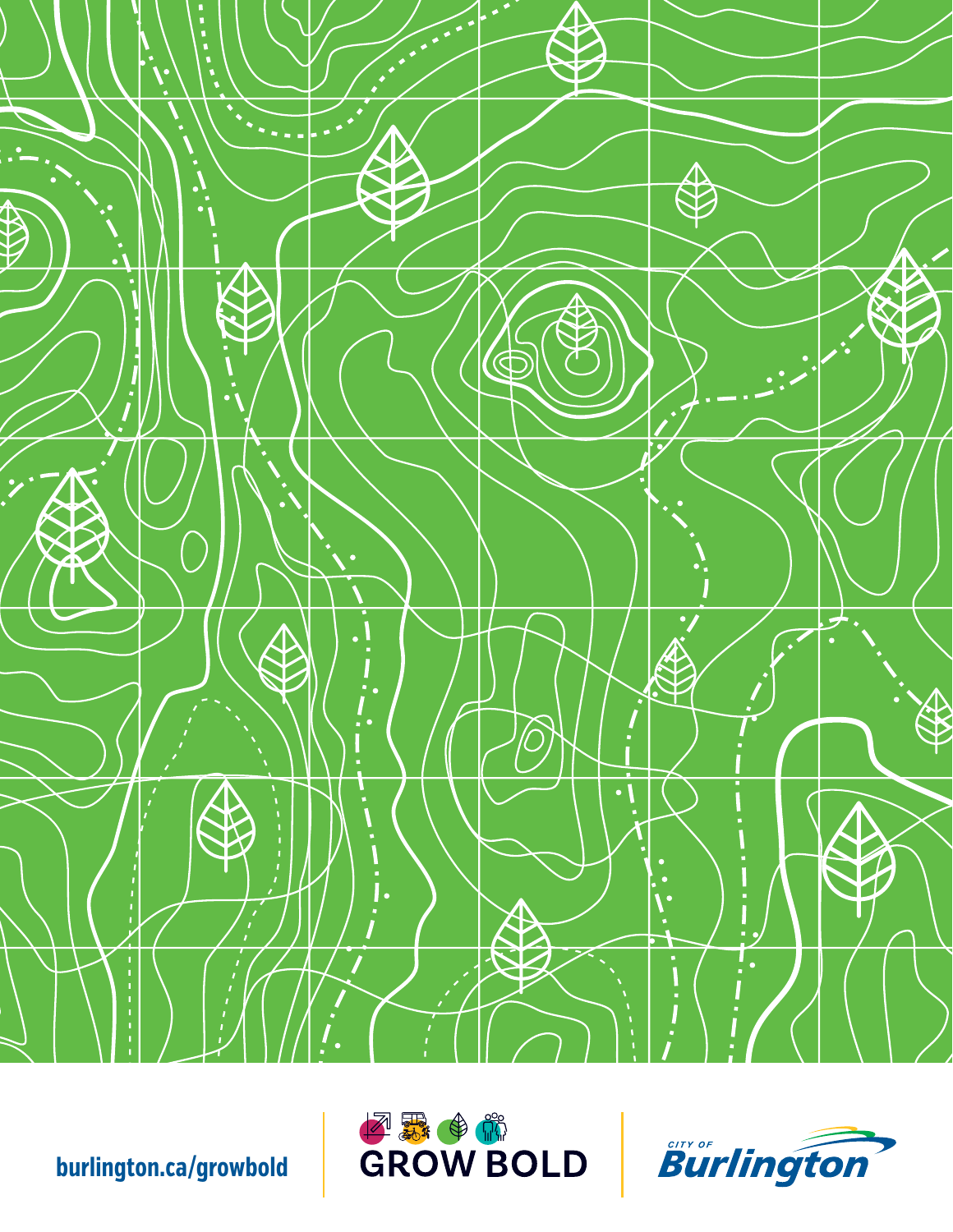burlington.ca/growbold

GROW BOLD

CITY OF Burlington